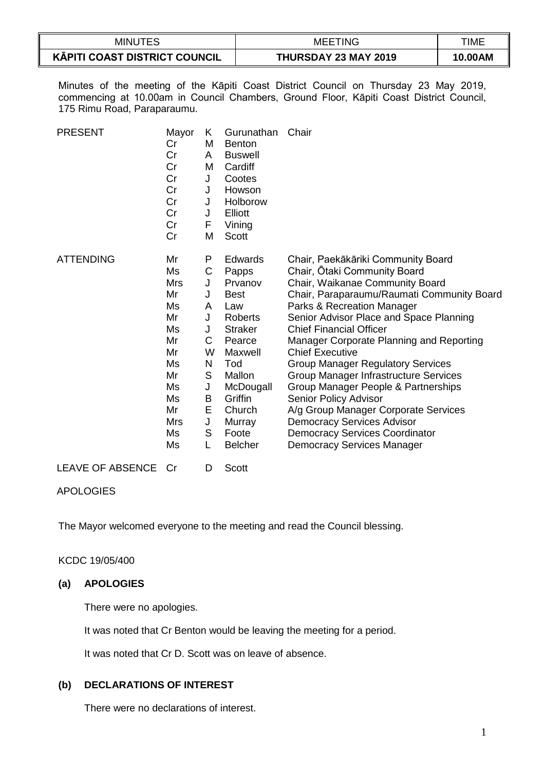| MINUTES | MEETING | TIME |
|---|---|---|
| **KĀPITI COAST DISTRICT COUNCIL** | **THURSDAY 23 MAY 2019** | **10.00AM** |

Minutes of the meeting of the Kāpiti Coast District Council on Thursday 23 May 2019, commencing at 10.00am in Council Chambers, Ground Floor, Kāpiti Coast District Council, 175 Rimu Road, Paraparaumu.

| | | | | |
|---|---|---|---|---|
| PRESENT | Mayor | K | Gurunathan | Chair |
| | Cr | M | Benton | |
| | Cr | A | Buswell | |
| | Cr | M | Cardiff | |
| | Cr | J | Cootes | |
| | Cr | J | Howson | |
| | Cr | J | Holborow | |
| | Cr | J | Elliott | |
| | Cr | F | Vining | |
| | Cr | M | Scott | |
| ATTENDING | Mr | P | Edwards | Chair, Paekākāriki Community Board |
| | Ms | C | Papps | Chair, Ōtaki Community Board |
| | Mrs | J | Prvanov | Chair, Waikanae Community Board |
| | Mr | J | Best | Chair, Paraparaumu/Raumati Community Board |
| | Ms | A | Law | Parks & Recreation Manager |
| | Mr | J | Roberts | Senior Advisor Place and Space Planning |
| | Ms | J | Straker | Chief Financial Officer |
| | Mr | C | Pearce | Manager Corporate Planning and Reporting |
| | Mr | W | Maxwell | Chief Executive |
| | Ms | N | Tod | Group Manager Regulatory Services |
| | Mr | S | Mallon | Group Manager Infrastructure Services |
| | Ms | J | McDougall | Group Manager People & Partnerships |
| | Ms | B | Griffin | Senior Policy Advisor |
| | Mr | E | Church | A/g Group Manager Corporate Services |
| | Mrs | J | Murray | Democracy Services Advisor |
| | Ms | S | Foote | Democracy Services Coordinator |
| | Ms | L | Belcher | Democracy Services Manager |
| LEAVE OF ABSENCE | Cr | D | Scott | |

APOLOGIES

The Mayor welcomed everyone to the meeting and read the Council blessing.

KCDC 19/05/400

## (a) APOLOGIES

There were no apologies.

It was noted that Cr Benton would be leaving the meeting for a period.

It was noted that Cr D. Scott was on leave of absence.

## (b) DECLARATIONS OF INTEREST

There were no declarations of interest.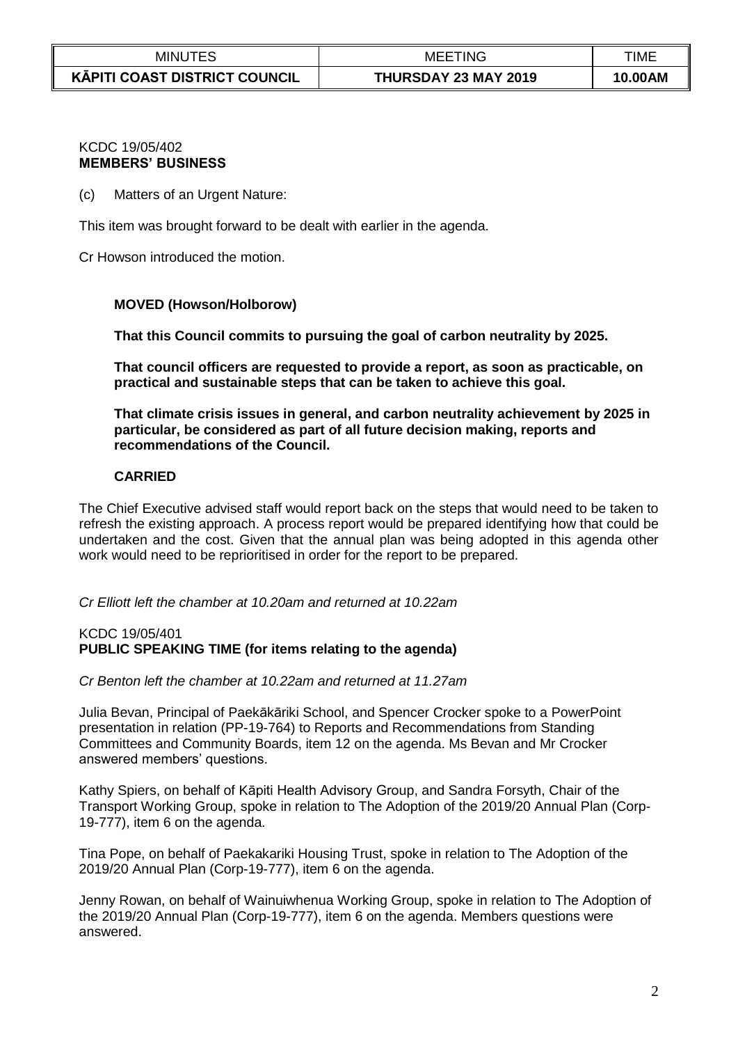KCDC 19/05/402
**MEMBERS' BUSINESS**

(c) Matters of an Urgent Nature:

This item was brought forward to be dealt with earlier in the agenda.

Cr Howson introduced the motion.

**MOVED (Howson/Holborow)**

**That this Council commits to pursuing the goal of carbon neutrality by 2025.**

**That council officers are requested to provide a report, as soon as practicable, on practical and sustainable steps that can be taken to achieve this goal.**

**That climate crisis issues in general, and carbon neutrality achievement by 2025 in particular, be considered as part of all future decision making, reports and recommendations of the Council.**

**CARRIED**

The Chief Executive advised staff would report back on the steps that would need to be taken to refresh the existing approach. A process report would be prepared identifying how that could be undertaken and the cost. Given that the annual plan was being adopted in this agenda other work would need to be reprioritised in order for the report to be prepared.

*Cr Elliott left the chamber at 10.20am and returned at 10.22am*

KCDC 19/05/401
**PUBLIC SPEAKING TIME (for items relating to the agenda)**

*Cr Benton left the chamber at 10.22am and returned at 11.27am*

Julia Bevan, Principal of Paekākāriki School, and Spencer Crocker spoke to a PowerPoint presentation in relation (PP-19-764) to Reports and Recommendations from Standing Committees and Community Boards, item 12 on the agenda. Ms Bevan and Mr Crocker answered members' questions.

Kathy Spiers, on behalf of Kāpiti Health Advisory Group, and Sandra Forsyth, Chair of the Transport Working Group, spoke in relation to The Adoption of the 2019/20 Annual Plan (Corp-19-777), item 6 on the agenda.

Tina Pope, on behalf of Paekakariki Housing Trust, spoke in relation to The Adoption of the 2019/20 Annual Plan (Corp-19-777), item 6 on the agenda.

Jenny Rowan, on behalf of Wainuiwhenua Working Group, spoke in relation to The Adoption of the 2019/20 Annual Plan (Corp-19-777), item 6 on the agenda. Members questions were answered.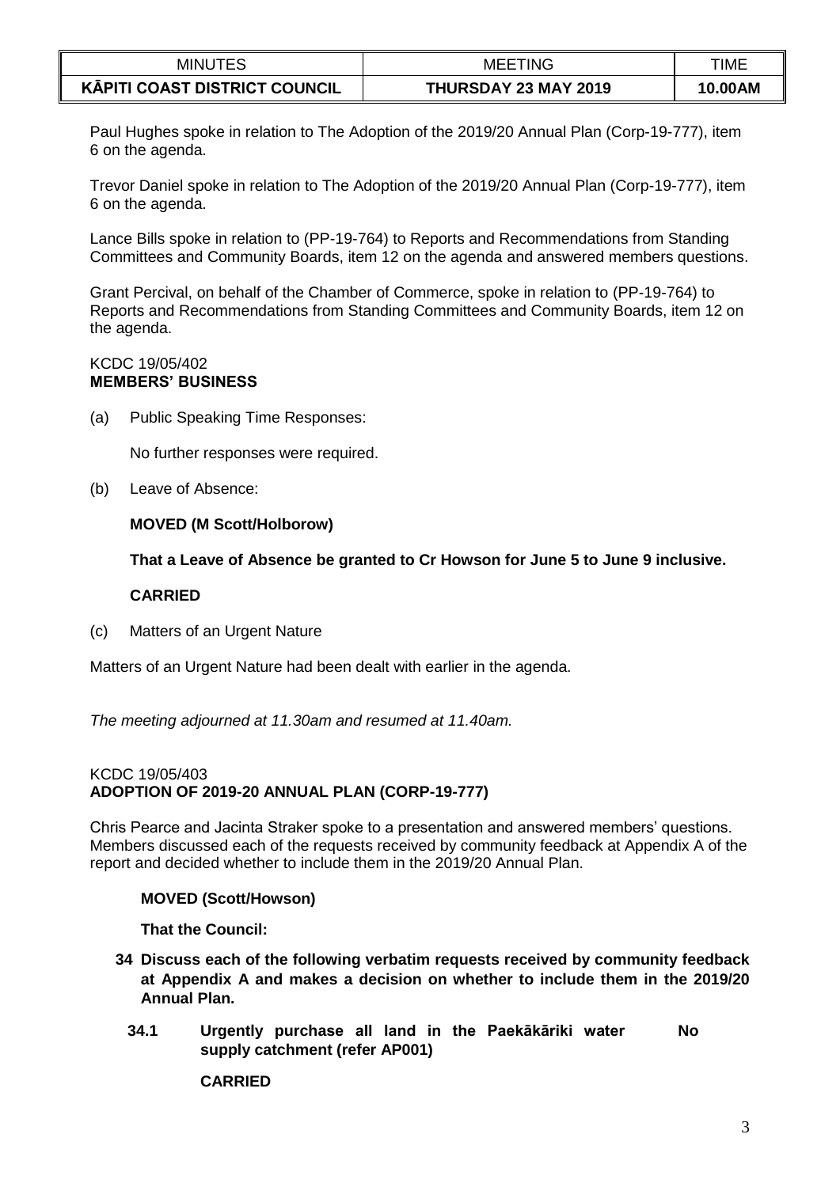Paul Hughes spoke in relation to The Adoption of the 2019/20 Annual Plan (Corp-19-777), item 6 on the agenda.

Trevor Daniel spoke in relation to The Adoption of the 2019/20 Annual Plan (Corp-19-777), item 6 on the agenda.

Lance Bills spoke in relation to (PP-19-764) to Reports and Recommendations from Standing Committees and Community Boards, item 12 on the agenda and answered members questions.

Grant Percival, on behalf of the Chamber of Commerce, spoke in relation to (PP-19-764) to Reports and Recommendations from Standing Committees and Community Boards, item 12 on the agenda.

KCDC 19/05/402
**MEMBERS' BUSINESS**

(a) Public Speaking Time Responses:

No further responses were required.

(b) Leave of Absence:

**MOVED (M Scott/Holborow)**

**That a Leave of Absence be granted to Cr Howson for June 5 to June 9 inclusive.**

**CARRIED**

(c) Matters of an Urgent Nature

Matters of an Urgent Nature had been dealt with earlier in the agenda.

*The meeting adjourned at 11.30am and resumed at 11.40am.*

KCDC 19/05/403
**ADOPTION OF 2019-20 ANNUAL PLAN (CORP-19-777)**

Chris Pearce and Jacinta Straker spoke to a presentation and answered members' questions. Members discussed each of the requests received by community feedback at Appendix A of the report and decided whether to include them in the 2019/20 Annual Plan.

**MOVED (Scott/Howson)**

**That the Council:**

**34 Discuss each of the following verbatim requests received by community feedback at Appendix A and makes a decision on whether to include them in the 2019/20 Annual Plan.**

**34.1 Urgently purchase all land in the Paekākāriki water supply catchment (refer AP001)** — **No**

**CARRIED**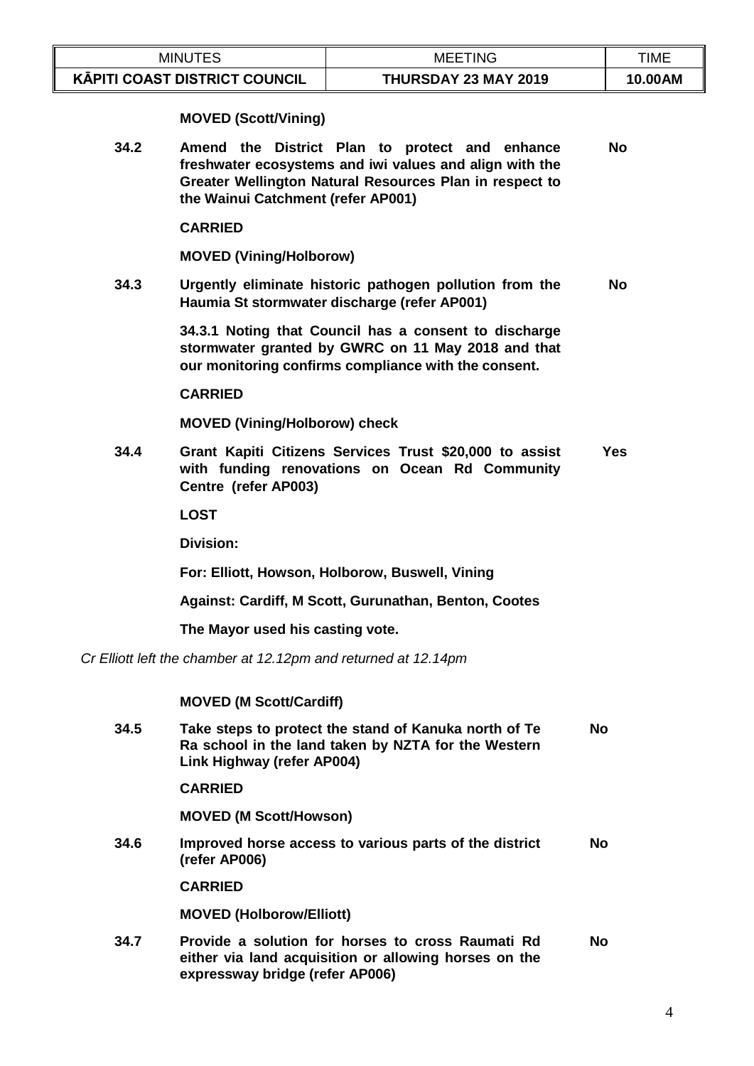**MOVED (Scott/Vining)**

**34.2** **Amend the District Plan to protect and enhance freshwater ecosystems and iwi values and align with the Greater Wellington Natural Resources Plan in respect to the Wainui Catchment (refer AP001)** **No**

**CARRIED**

**MOVED (Vining/Holborow)**

**34.3** **Urgently eliminate historic pathogen pollution from the Haumia St stormwater discharge (refer AP001)** **No**

**34.3.1 Noting that Council has a consent to discharge stormwater granted by GWRC on 11 May 2018 and that our monitoring confirms compliance with the consent.**

**CARRIED**

**MOVED (Vining/Holborow) check**

**34.4** **Grant Kapiti Citizens Services Trust $20,000 to assist with funding renovations on Ocean Rd Community Centre (refer AP003)** **Yes**

**LOST**

**Division:**

**For: Elliott, Howson, Holborow, Buswell, Vining**

**Against: Cardiff, M Scott, Gurunathan, Benton, Cootes**

**The Mayor used his casting vote.**

*Cr Elliott left the chamber at 12.12pm and returned at 12.14pm*

**MOVED (M Scott/Cardiff)**

**34.5** **Take steps to protect the stand of Kanuka north of Te Ra school in the land taken by NZTA for the Western Link Highway (refer AP004)** **No**

**CARRIED**

**MOVED (M Scott/Howson)**

**34.6** **Improved horse access to various parts of the district (refer AP006)** **No**

**CARRIED**

**MOVED (Holborow/Elliott)**

**34.7** **Provide a solution for horses to cross Raumati Rd either via land acquisition or allowing horses on the expressway bridge (refer AP006)** **No**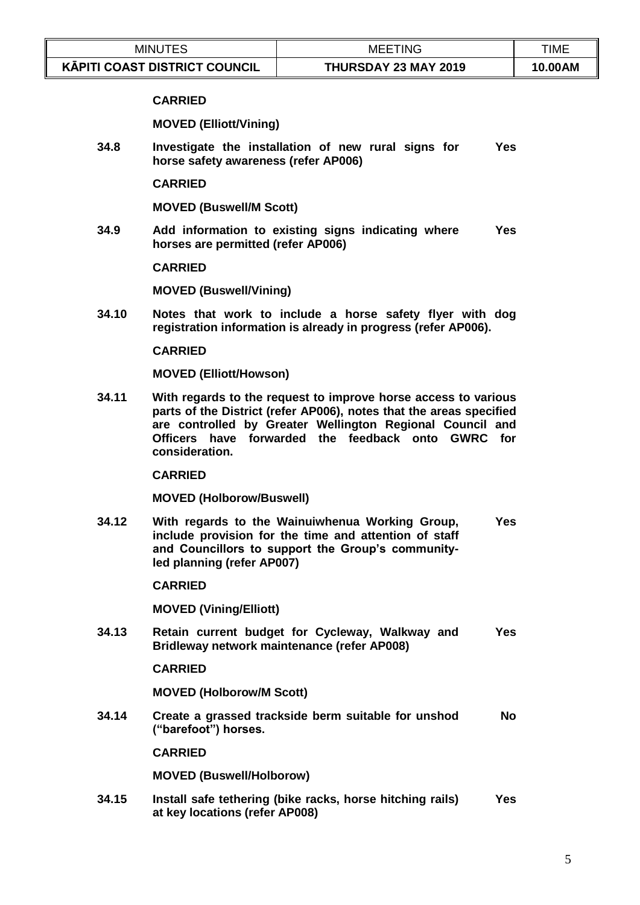**CARRIED**

**MOVED (Elliott/Vining)**

**34.8** **Investigate the installation of new rural signs for horse safety awareness (refer AP006)** **Yes**

**CARRIED**

**MOVED (Buswell/M Scott)**

**34.9** **Add information to existing signs indicating where horses are permitted (refer AP006)** **Yes**

**CARRIED**

**MOVED (Buswell/Vining)**

**34.10** **Notes that work to include a horse safety flyer with dog registration information is already in progress (refer AP006).**

**CARRIED**

**MOVED (Elliott/Howson)**

**34.11** **With regards to the request to improve horse access to various parts of the District (refer AP006), notes that the areas specified are controlled by Greater Wellington Regional Council and Officers have forwarded the feedback onto GWRC for consideration.**

**CARRIED**

**MOVED (Holborow/Buswell)**

**34.12** **With regards to the Wainuiwhenua Working Group, include provision for the time and attention of staff and Councillors to support the Group's community-led planning (refer AP007)** **Yes**

**CARRIED**

**MOVED (Vining/Elliott)**

**34.13** **Retain current budget for Cycleway, Walkway and Bridleway network maintenance (refer AP008)** **Yes**

**CARRIED**

**MOVED (Holborow/M Scott)**

**34.14** **Create a grassed trackside berm suitable for unshod ("barefoot") horses.** **No**

**CARRIED**

**MOVED (Buswell/Holborow)**

**34.15** **Install safe tethering (bike racks, horse hitching rails) at key locations (refer AP008)** **Yes**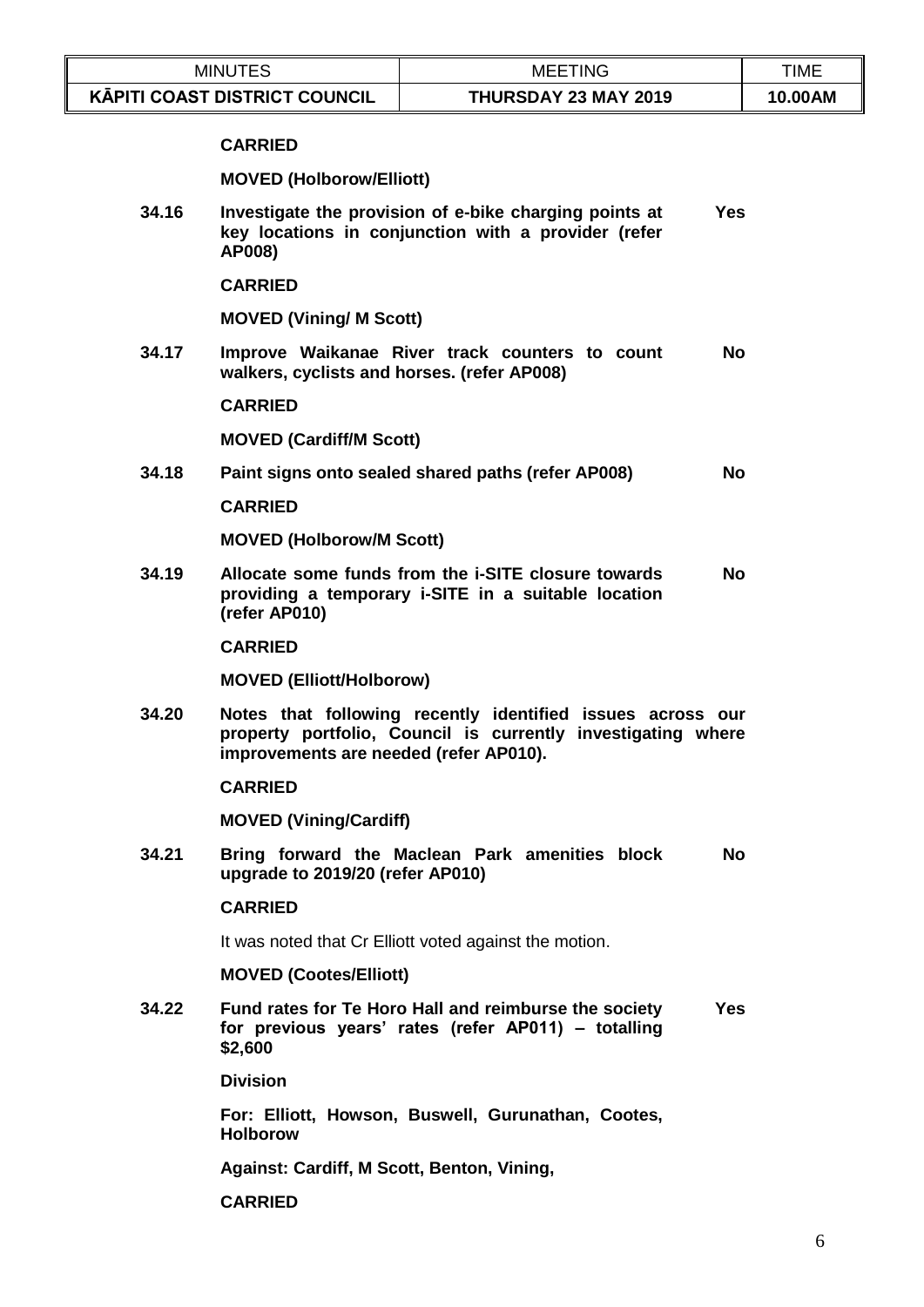**CARRIED**

**MOVED (Holborow/Elliott)**

| | | |
|---|---|---|
| **34.16** | **Investigate the provision of e-bike charging points at key locations in conjunction with a provider (refer AP008)** | **Yes** |

**CARRIED**

**MOVED (Vining/ M Scott)**

| | | |
|---|---|---|
| **34.17** | **Improve Waikanae River track counters to count walkers, cyclists and horses. (refer AP008)** | **No** |

**CARRIED**

**MOVED (Cardiff/M Scott)**

| | | |
|---|---|---|
| **34.18** | **Paint signs onto sealed shared paths (refer AP008)** | **No** |

**CARRIED**

**MOVED (Holborow/M Scott)**

| | | |
|---|---|---|
| **34.19** | **Allocate some funds from the i-SITE closure towards providing a temporary i-SITE in a suitable location (refer AP010)** | **No** |

**CARRIED**

**MOVED (Elliott/Holborow)**

**34.20** **Notes that following recently identified issues across our property portfolio, Council is currently investigating where improvements are needed (refer AP010).**

**CARRIED**

**MOVED (Vining/Cardiff)**

| | | |
|---|---|---|
| **34.21** | **Bring forward the Maclean Park amenities block upgrade to 2019/20 (refer AP010)** | **No** |

**CARRIED**

It was noted that Cr Elliott voted against the motion.

**MOVED (Cootes/Elliott)**

| | | |
|---|---|---|
| **34.22** | **Fund rates for Te Horo Hall and reimburse the society for previous years' rates (refer AP011) – totalling $2,600** | **Yes** |

**Division**

**For: Elliott, Howson, Buswell, Gurunathan, Cootes, Holborow**

**Against: Cardiff, M Scott, Benton, Vining,**

**CARRIED**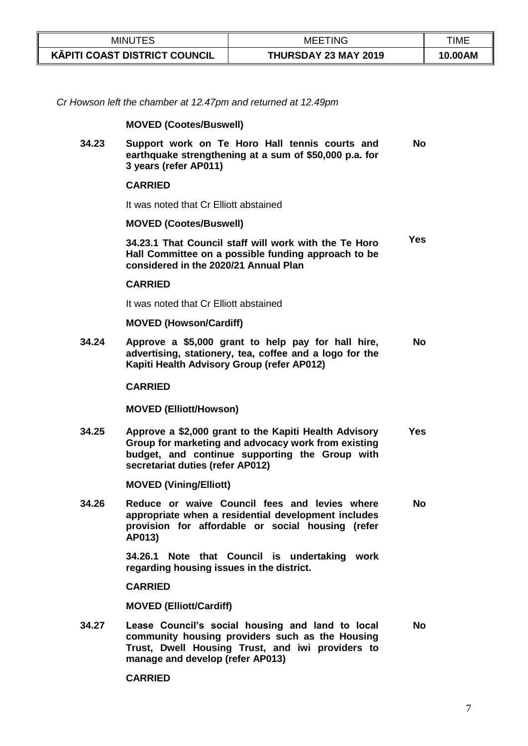*Cr Howson left the chamber at 12.47pm and returned at 12.49pm*

**MOVED (Cootes/Buswell)**

| | | |
|---|---|---|
| **34.23** | **Support work on Te Horo Hall tennis courts and earthquake strengthening at a sum of $50,000 p.a. for 3 years (refer AP011)** | **No** |

**CARRIED**

It was noted that Cr Elliott abstained

**MOVED (Cootes/Buswell)**

| | |
|---|---|
| **34.23.1 That Council staff will work with the Te Horo Hall Committee on a possible funding approach to be considered in the 2020/21 Annual Plan** | **Yes** |

**CARRIED**

It was noted that Cr Elliott abstained

**MOVED (Howson/Cardiff)**

| | | |
|---|---|---|
| **34.24** | **Approve a $5,000 grant to help pay for hall hire, advertising, stationery, tea, coffee and a logo for the Kapiti Health Advisory Group (refer AP012)** | **No** |

**CARRIED**

**MOVED (Elliott/Howson)**

| | | |
|---|---|---|
| **34.25** | **Approve a $2,000 grant to the Kapiti Health Advisory Group for marketing and advocacy work from existing budget, and continue supporting the Group with secretariat duties (refer AP012)** | **Yes** |

**MOVED (Vining/Elliott)**

| | | |
|---|---|---|
| **34.26** | **Reduce or waive Council fees and levies where appropriate when a residential development includes provision for affordable or social housing (refer AP013)** | **No** |

**34.26.1 Note that Council is undertaking work regarding housing issues in the district.**

**CARRIED**

**MOVED (Elliott/Cardiff)**

| | | |
|---|---|---|
| **34.27** | **Lease Council's social housing and land to local community housing providers such as the Housing Trust, Dwell Housing Trust, and iwi providers to manage and develop (refer AP013)** | **No** |

**CARRIED**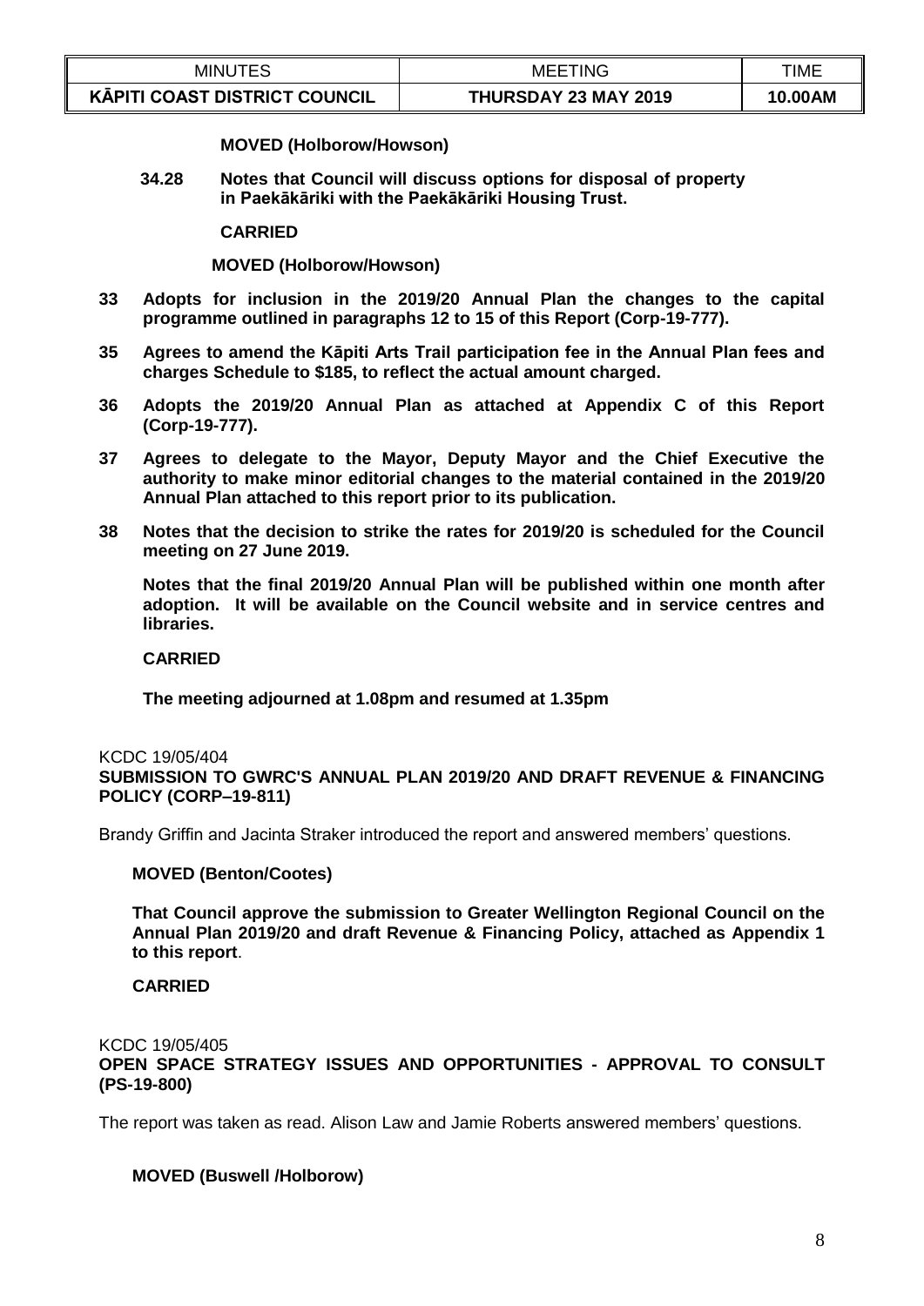**MOVED (Holborow/Howson)**

**34.28 Notes that Council will discuss options for disposal of property in Paekākāriki with the Paekākāriki Housing Trust.**

**CARRIED**

**MOVED (Holborow/Howson)**

**33 Adopts for inclusion in the 2019/20 Annual Plan the changes to the capital programme outlined in paragraphs 12 to 15 of this Report (Corp-19-777).**

**35 Agrees to amend the Kāpiti Arts Trail participation fee in the Annual Plan fees and charges Schedule to $185, to reflect the actual amount charged.**

**36 Adopts the 2019/20 Annual Plan as attached at Appendix C of this Report (Corp-19-777).**

**37 Agrees to delegate to the Mayor, Deputy Mayor and the Chief Executive the authority to make minor editorial changes to the material contained in the 2019/20 Annual Plan attached to this report prior to its publication.**

**38 Notes that the decision to strike the rates for 2019/20 is scheduled for the Council meeting on 27 June 2019.**

**Notes that the final 2019/20 Annual Plan will be published within one month after adoption. It will be available on the Council website and in service centres and libraries.**

**CARRIED**

**The meeting adjourned at 1.08pm and resumed at 1.35pm**

KCDC 19/05/404

**SUBMISSION TO GWRC'S ANNUAL PLAN 2019/20 AND DRAFT REVENUE & FINANCING POLICY (CORP–19-811)**

Brandy Griffin and Jacinta Straker introduced the report and answered members' questions.

**MOVED (Benton/Cootes)**

**That Council approve the submission to Greater Wellington Regional Council on the Annual Plan 2019/20 and draft Revenue & Financing Policy, attached as Appendix 1 to this report.**

**CARRIED**

KCDC 19/05/405

**OPEN SPACE STRATEGY ISSUES AND OPPORTUNITIES - APPROVAL TO CONSULT (PS-19-800)**

The report was taken as read. Alison Law and Jamie Roberts answered members' questions.

**MOVED (Buswell /Holborow)**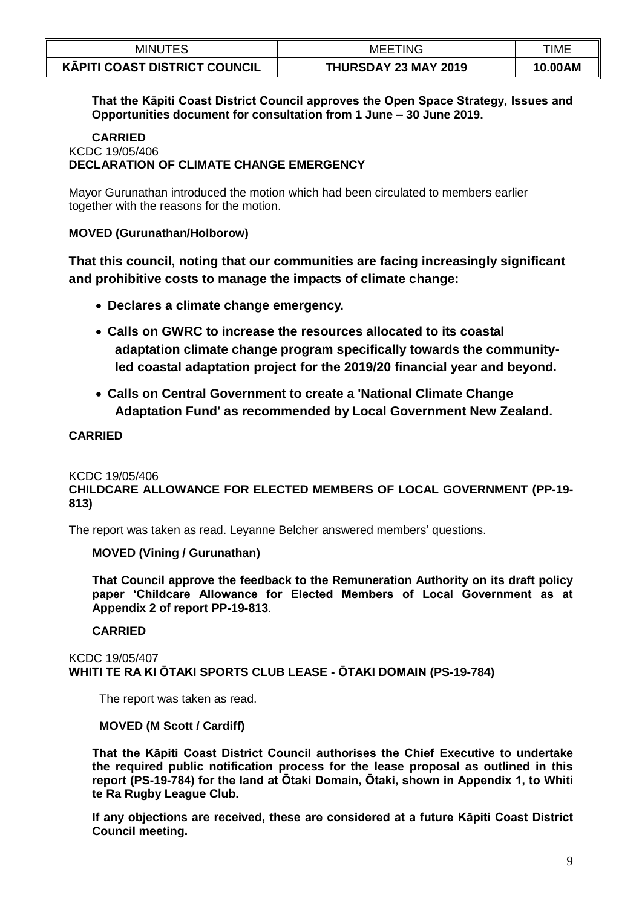**That the Kāpiti Coast District Council approves the Open Space Strategy, Issues and Opportunities document for consultation from 1 June – 30 June 2019.**

**CARRIED**

KCDC 19/05/406
**DECLARATION OF CLIMATE CHANGE EMERGENCY**

Mayor Gurunathan introduced the motion which had been circulated to members earlier together with the reasons for the motion.

**MOVED (Gurunathan/Holborow)**

**That this council, noting that our communities are facing increasingly significant and prohibitive costs to manage the impacts of climate change:**

- **Declares a climate change emergency.**
- **Calls on GWRC to increase the resources allocated to its coastal adaptation climate change program specifically towards the community-led coastal adaptation project for the 2019/20 financial year and beyond.**
- **Calls on Central Government to create a 'National Climate Change Adaptation Fund' as recommended by Local Government New Zealand.**

**CARRIED**

KCDC 19/05/406
**CHILDCARE ALLOWANCE FOR ELECTED MEMBERS OF LOCAL GOVERNMENT (PP-19-813)**

The report was taken as read. Leyanne Belcher answered members' questions.

**MOVED (Vining / Gurunathan)**

**That Council approve the feedback to the Remuneration Authority on its draft policy paper 'Childcare Allowance for Elected Members of Local Government as at Appendix 2 of report PP-19-813**.

**CARRIED**

KCDC 19/05/407
**WHITI TE RA KI ŌTAKI SPORTS CLUB LEASE - ŌTAKI DOMAIN (PS-19-784)**

The report was taken as read.

**MOVED (M Scott / Cardiff)**

**That the Kāpiti Coast District Council authorises the Chief Executive to undertake the required public notification process for the lease proposal as outlined in this report (PS-19-784) for the land at Ōtaki Domain, Ōtaki, shown in Appendix 1, to Whiti te Ra Rugby League Club.**

**If any objections are received, these are considered at a future Kāpiti Coast District Council meeting.**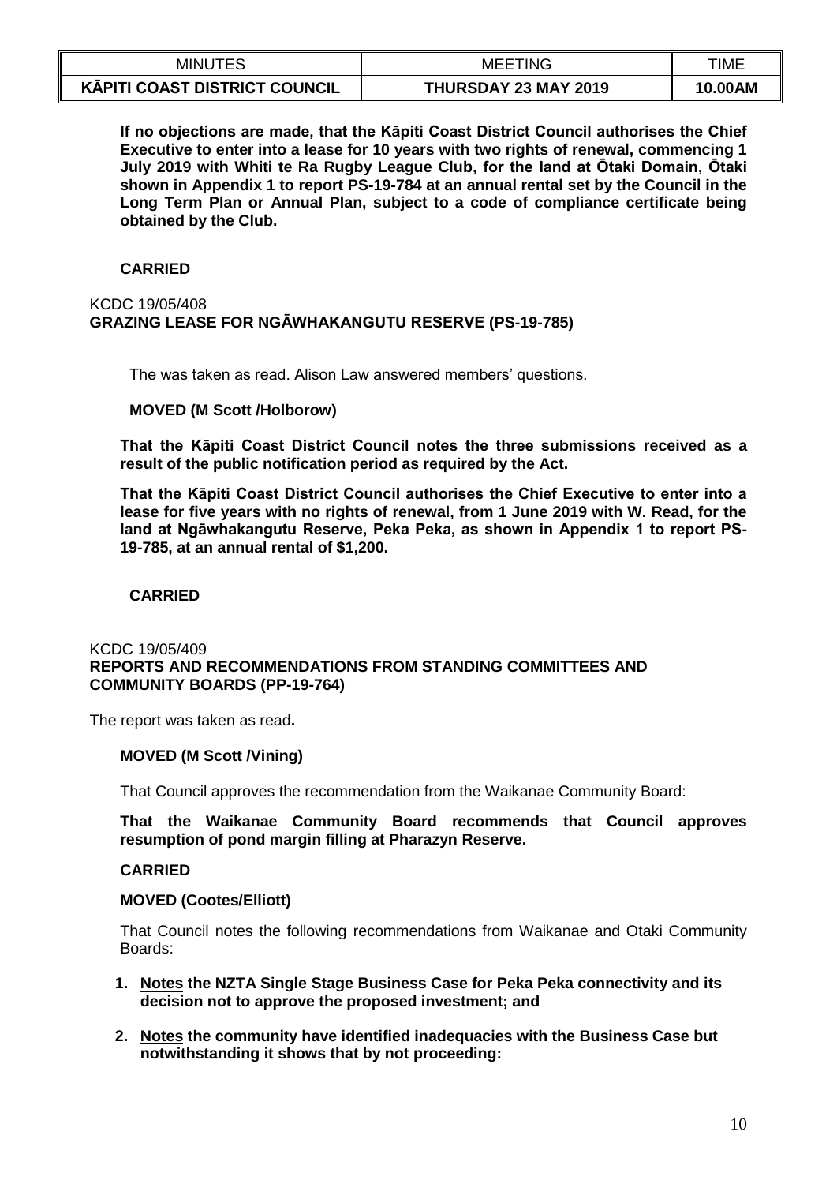**If no objections are made, that the Kāpiti Coast District Council authorises the Chief Executive to enter into a lease for 10 years with two rights of renewal, commencing 1 July 2019 with Whiti te Ra Rugby League Club, for the land at Ōtaki Domain, Ōtaki shown in Appendix 1 to report PS-19-784 at an annual rental set by the Council in the Long Term Plan or Annual Plan, subject to a code of compliance certificate being obtained by the Club.**

**CARRIED**

KCDC 19/05/408
**GRAZING LEASE FOR NGĀWHAKANGUTU RESERVE (PS-19-785)**

The was taken as read. Alison Law answered members' questions.

**MOVED (M Scott /Holborow)**

**That the Kāpiti Coast District Council notes the three submissions received as a result of the public notification period as required by the Act.**

**That the Kāpiti Coast District Council authorises the Chief Executive to enter into a lease for five years with no rights of renewal, from 1 June 2019 with W. Read, for the land at Ngāwhakangutu Reserve, Peka Peka, as shown in Appendix 1 to report PS-19-785, at an annual rental of $1,200.**

**CARRIED**

KCDC 19/05/409
**REPORTS AND RECOMMENDATIONS FROM STANDING COMMITTEES AND COMMUNITY BOARDS (PP-19-764)**

The report was taken as read**.**

**MOVED (M Scott /Vining)**

That Council approves the recommendation from the Waikanae Community Board:

**That the Waikanae Community Board recommends that Council approves resumption of pond margin filling at Pharazyn Reserve.**

**CARRIED**

**MOVED (Cootes/Elliott)**

That Council notes the following recommendations from Waikanae and Otaki Community Boards:

1. **Notes the NZTA Single Stage Business Case for Peka Peka connectivity and its decision not to approve the proposed investment; and**
2. **Notes the community have identified inadequacies with the Business Case but notwithstanding it shows that by not proceeding:**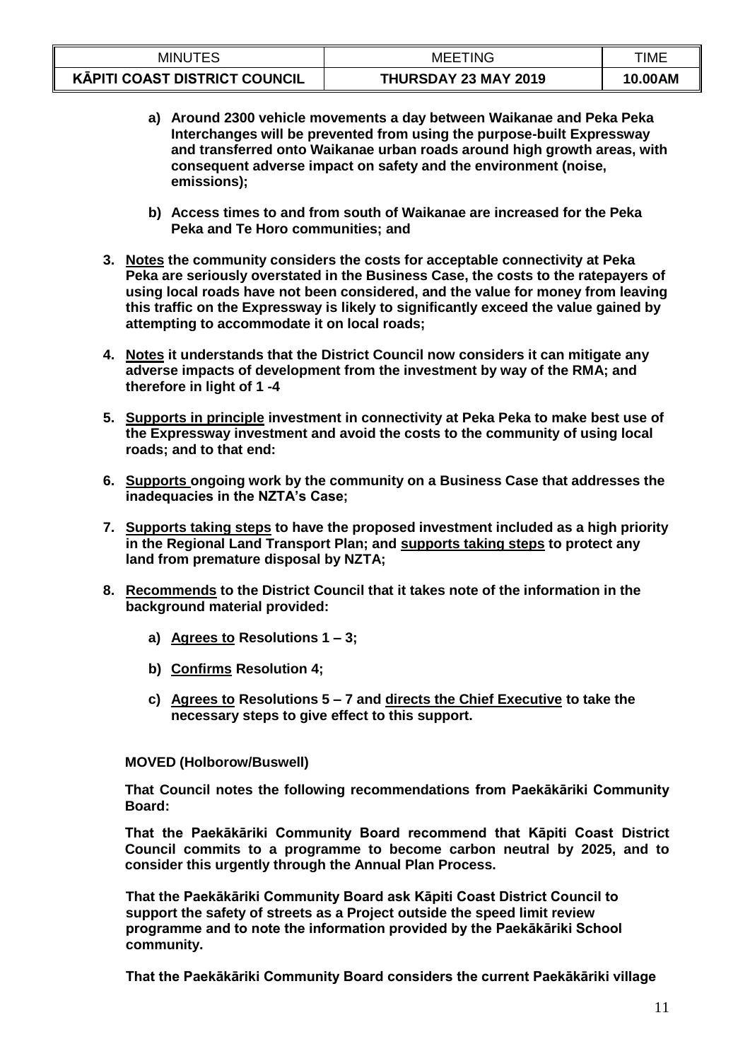a) **Around 2300 vehicle movements a day between Waikanae and Peka Peka Interchanges will be prevented from using the purpose-built Expressway and transferred onto Waikanae urban roads around high growth areas, with consequent adverse impact on safety and the environment (noise, emissions);**

b) **Access times to and from south of Waikanae are increased for the Peka Peka and Te Horo communities; and**

3. **<u>Notes</u> the community considers the costs for acceptable connectivity at Peka Peka are seriously overstated in the Business Case, the costs to the ratepayers of using local roads have not been considered, and the value for money from leaving this traffic on the Expressway is likely to significantly exceed the value gained by attempting to accommodate it on local roads;**

4. **<u>Notes</u> it understands that the District Council now considers it can mitigate any adverse impacts of development from the investment by way of the RMA; and therefore in light of 1 -4**

5. **<u>Supports in principle</u> investment in connectivity at Peka Peka to make best use of the Expressway investment and avoid the costs to the community of using local roads; and to that end:**

6. **<u>Supports</u> ongoing work by the community on a Business Case that addresses the inadequacies in the NZTA's Case;**

7. **<u>Supports taking steps</u> to have the proposed investment included as a high priority in the Regional Land Transport Plan; and <u>supports taking steps</u> to protect any land from premature disposal by NZTA;**

8. **<u>Recommends</u> to the District Council that it takes note of the information in the background material provided:**

   a) **<u>Agrees to</u> Resolutions 1 – 3;**

   b) **<u>Confirms</u> Resolution 4;**

   c) **<u>Agrees to</u> Resolutions 5 – 7 and <u>directs the Chief Executive</u> to take the necessary steps to give effect to this support.**

**MOVED (Holborow/Buswell)**

**That Council notes the following recommendations from Paekākāriki Community Board:**

**That the Paekākāriki Community Board recommend that Kāpiti Coast District Council commits to a programme to become carbon neutral by 2025, and to consider this urgently through the Annual Plan Process.**

**That the Paekākāriki Community Board ask Kāpiti Coast District Council to support the safety of streets as a Project outside the speed limit review programme and to note the information provided by the Paekākāriki School community.**

**That the Paekākāriki Community Board considers the current Paekākāriki village**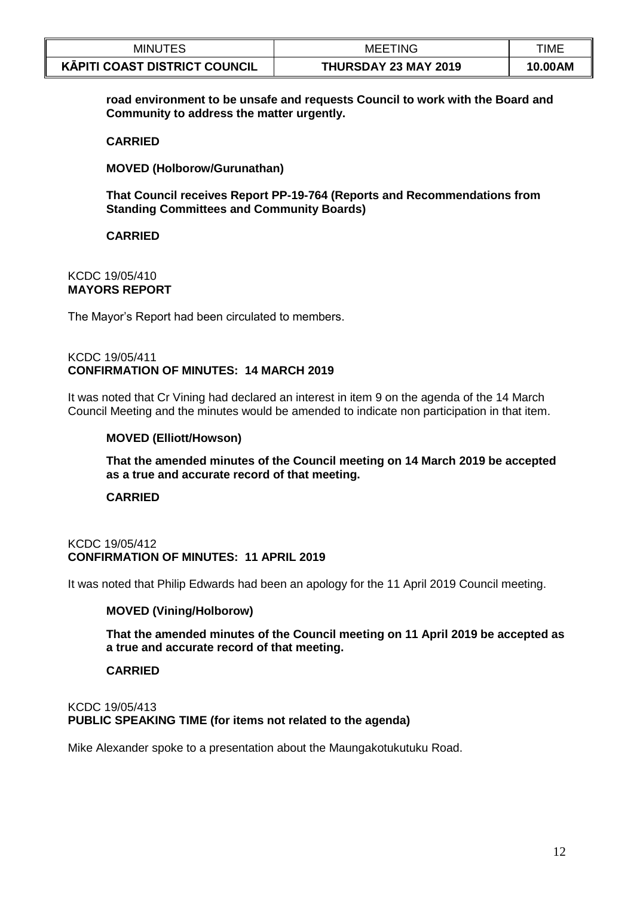**road environment to be unsafe and requests Council to work with the Board and Community to address the matter urgently.**

**CARRIED**

**MOVED (Holborow/Gurunathan)**

**That Council receives Report PP-19-764 (Reports and Recommendations from Standing Committees and Community Boards)**

**CARRIED**

KCDC 19/05/410
**MAYORS REPORT**

The Mayor's Report had been circulated to members.

KCDC 19/05/411
**CONFIRMATION OF MINUTES: 14 MARCH 2019**

It was noted that Cr Vining had declared an interest in item 9 on the agenda of the 14 March Council Meeting and the minutes would be amended to indicate non participation in that item.

**MOVED (Elliott/Howson)**

**That the amended minutes of the Council meeting on 14 March 2019 be accepted as a true and accurate record of that meeting.**

**CARRIED**

KCDC 19/05/412
**CONFIRMATION OF MINUTES: 11 APRIL 2019**

It was noted that Philip Edwards had been an apology for the 11 April 2019 Council meeting.

**MOVED (Vining/Holborow)**

**That the amended minutes of the Council meeting on 11 April 2019 be accepted as a true and accurate record of that meeting.**

**CARRIED**

KCDC 19/05/413
**PUBLIC SPEAKING TIME (for items not related to the agenda)**

Mike Alexander spoke to a presentation about the Maungakotukutuku Road.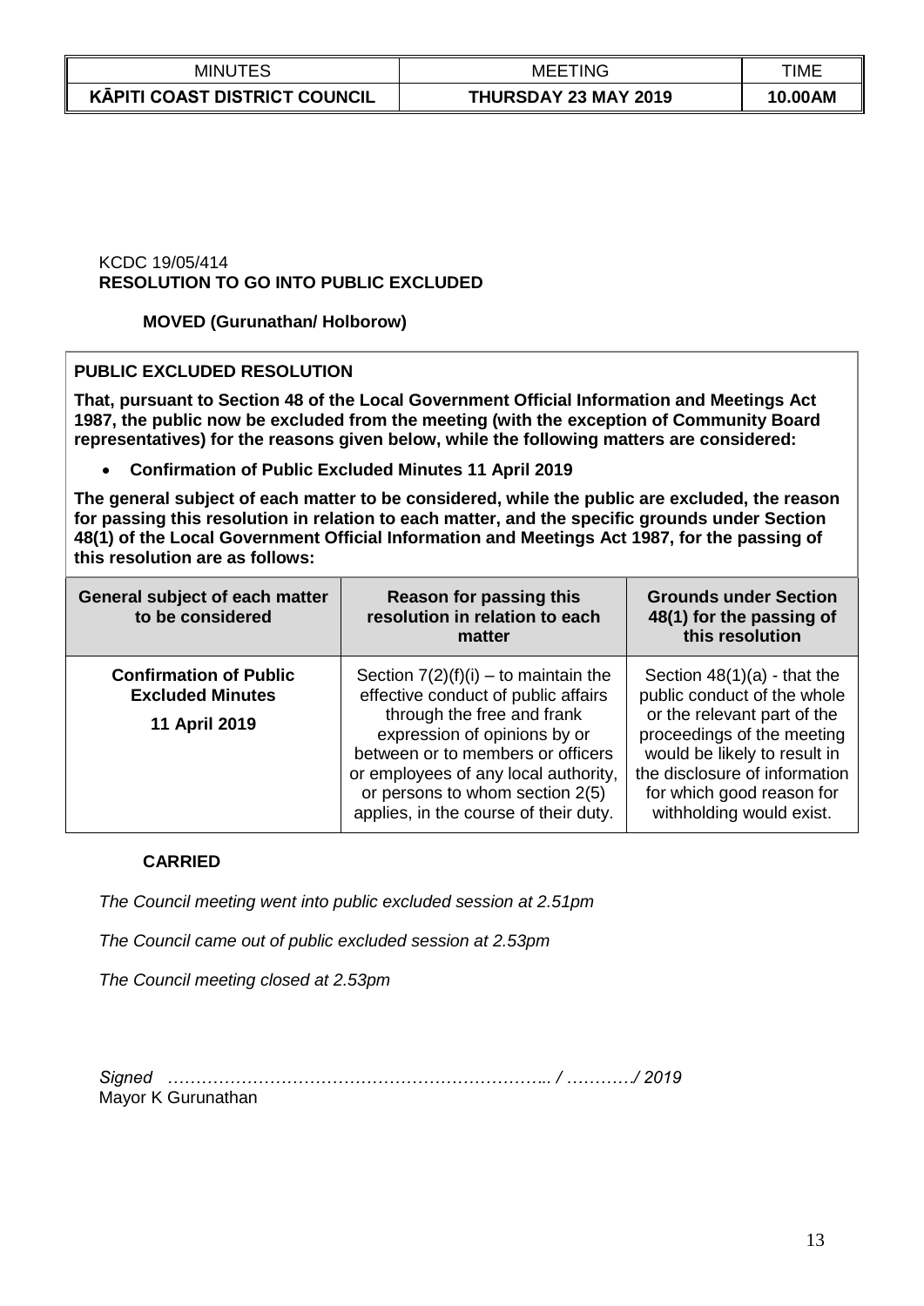KCDC 19/05/414
**RESOLUTION TO GO INTO PUBLIC EXCLUDED**

**MOVED (Gurunathan/ Holborow)**

**PUBLIC EXCLUDED RESOLUTION**

**That, pursuant to Section 48 of the Local Government Official Information and Meetings Act 1987, the public now be excluded from the meeting (with the exception of Community Board representatives) for the reasons given below, while the following matters are considered:**

- **Confirmation of Public Excluded Minutes 11 April 2019**

**The general subject of each matter to be considered, while the public are excluded, the reason for passing this resolution in relation to each matter, and the specific grounds under Section 48(1) of the Local Government Official Information and Meetings Act 1987, for the passing of this resolution are as follows:**

| General subject of each matter to be considered | Reason for passing this resolution in relation to each matter | Grounds under Section 48(1) for the passing of this resolution |
|---|---|---|
| **Confirmation of Public Excluded Minutes 11 April 2019** | Section 7(2)(f)(i) – to maintain the effective conduct of public affairs through the free and frank expression of opinions by or between or to members or officers or employees of any local authority, or persons to whom section 2(5) applies, in the course of their duty. | Section 48(1)(a) - that the public conduct of the whole or the relevant part of the proceedings of the meeting would be likely to result in the disclosure of information for which good reason for withholding would exist. |

**CARRIED**

*The Council meeting went into public excluded session at 2.51pm*

*The Council came out of public excluded session at 2.53pm*

*The Council meeting closed at 2.53pm*

*Signed …………………………………………………………... / …………/ 2019*
Mayor K Gurunathan